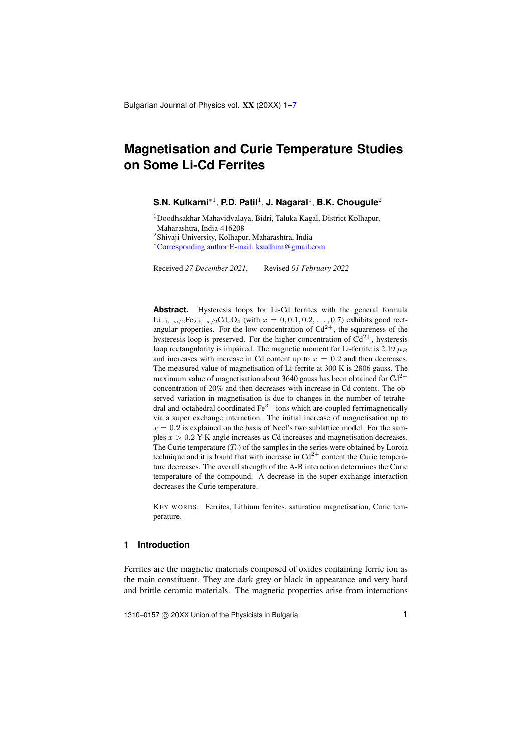# Magnetisation and Curie Temperature Studies on Some Li-Cd Ferrites

**S.N. Kulkarni**[*1], **P.D. Patil**[1], **J. Nagaral**[1], **B.K. Chougule**[2]

[1]Doodhsakhar Mahavidyalaya, Bidri, Taluka Kagal, District Kolhapur, Maharashtra, India-416208

[2]Shivaji University, Kolhapur, Maharashtra, India

[*]Corresponding author E-mail: ksudhirn@gmail.com

Received *27 December 2021*, Revised *01 February 2022*

**Abstract.** Hysteresis loops for Li-Cd ferrites with the general formula $Li_{0.5-x/2}Fe_{2.5-x/2}Cd_xO_4$ (with $x = 0, 0.1, 0.2, \ldots, 0.7$) exhibits good rectangular properties. For the low concentration of $Cd^{2+}$, the squareness of the hysteresis loop is preserved. For the higher concentration of $Cd^{2+}$, hysteresis loop rectangularity is impaired. The magnetic moment for Li-ferrite is 2.19 $\mu_B$ and increases with increase in Cd content up to $x = 0.2$ and then decreases. The measured value of magnetisation of Li-ferrite at 300 K is 2806 gauss. The maximum value of magnetisation about 3640 gauss has been obtained for $Cd^{2+}$ concentration of 20% and then decreases with increase in Cd content. The observed variation in magnetisation is due to changes in the number of tetrahedral and octahedral coordinated $Fe^{3+}$ ions which are coupled ferrimagnetically via a super exchange interaction. The initial increase of magnetisation up to $x = 0.2$ is explained on the basis of Neel's two sublattice model. For the samples $x > 0.2$ Y-K angle increases as Cd increases and magnetisation decreases. The Curie temperature ($T_c$) of the samples in the series were obtained by Loroia technique and it is found that with increase in $Cd^{2+}$ content the Curie temperature decreases. The overall strength of the A-B interaction determines the Curie temperature of the compound. A decrease in the super exchange interaction decreases the Curie temperature.

KEY WORDS: Ferrites, Lithium ferrites, saturation magnetisation, Curie temperature.

## 1 Introduction

Ferrites are the magnetic materials composed of oxides containing ferric ion as the main constituent. They are dark grey or black in appearance and very hard and brittle ceramic materials. The magnetic properties arise from interactions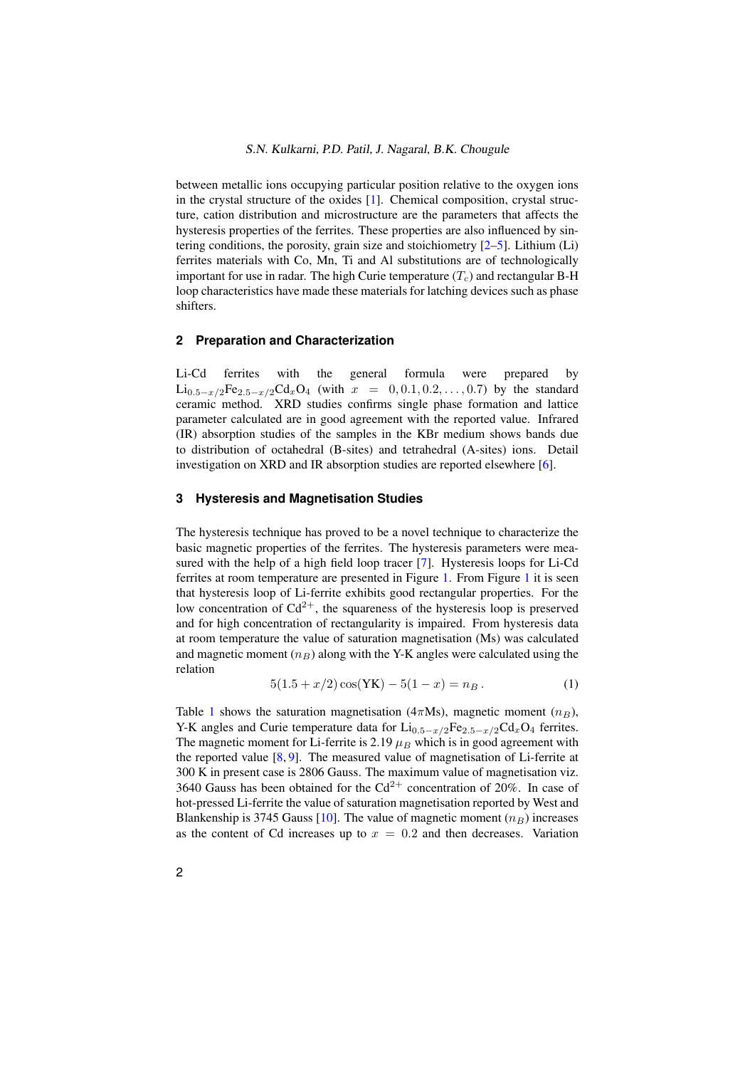between metallic ions occupying particular position relative to the oxygen ions in the crystal structure of the oxides [1]. Chemical composition, crystal structure, cation distribution and microstructure are the parameters that affects the hysteresis properties of the ferrites. These properties are also influenced by sintering conditions, the porosity, grain size and stoichiometry [2–5]. Lithium (Li) ferrites materials with Co, Mn, Ti and Al substitutions are of technologically important for use in radar. The high Curie temperature ($T_c$) and rectangular B-H loop characteristics have made these materials for latching devices such as phase shifters.

## 2 Preparation and Characterization

Li-Cd ferrites with the general formula were prepared by $Li_{0.5-x/2}Fe_{2.5-x/2}Cd_xO_4$ (with $x = 0, 0.1, 0.2, \ldots, 0.7$) by the standard ceramic method. XRD studies confirms single phase formation and lattice parameter calculated are in good agreement with the reported value. Infrared (IR) absorption studies of the samples in the KBr medium shows bands due to distribution of octahedral (B-sites) and tetrahedral (A-sites) ions. Detail investigation on XRD and IR absorption studies are reported elsewhere [6].

## 3 Hysteresis and Magnetisation Studies

The hysteresis technique has proved to be a novel technique to characterize the basic magnetic properties of the ferrites. The hysteresis parameters were measured with the help of a high field loop tracer [7]. Hysteresis loops for Li-Cd ferrites at room temperature are presented in Figure 1. From Figure 1 it is seen that hysteresis loop of Li-ferrite exhibits good rectangular properties. For the low concentration of $Cd^{2+}$, the squareness of the hysteresis loop is preserved and for high concentration of rectangularity is impaired. From hysteresis data at room temperature the value of saturation magnetisation (Ms) was calculated and magnetic moment ($n_B$) along with the Y-K angles were calculated using the relation

$$5(1.5 + x/2)\cos(\mathrm{YK}) - 5(1 - x) = n_B \,. \tag{1}$$

Table 1 shows the saturation magnetisation ($4\pi$Ms), magnetic moment ($n_B$), Y-K angles and Curie temperature data for $Li_{0.5-x/2}Fe_{2.5-x/2}Cd_xO_4$ ferrites. The magnetic moment for Li-ferrite is 2.19 $\mu_B$ which is in good agreement with the reported value [8, 9]. The measured value of magnetisation of Li-ferrite at 300 K in present case is 2806 Gauss. The maximum value of magnetisation viz. 3640 Gauss has been obtained for the $Cd^{2+}$ concentration of 20%. In case of hot-pressed Li-ferrite the value of saturation magnetisation reported by West and Blankenship is 3745 Gauss [10]. The value of magnetic moment ($n_B$) increases as the content of Cd increases up to $x = 0.2$ and then decreases. Variation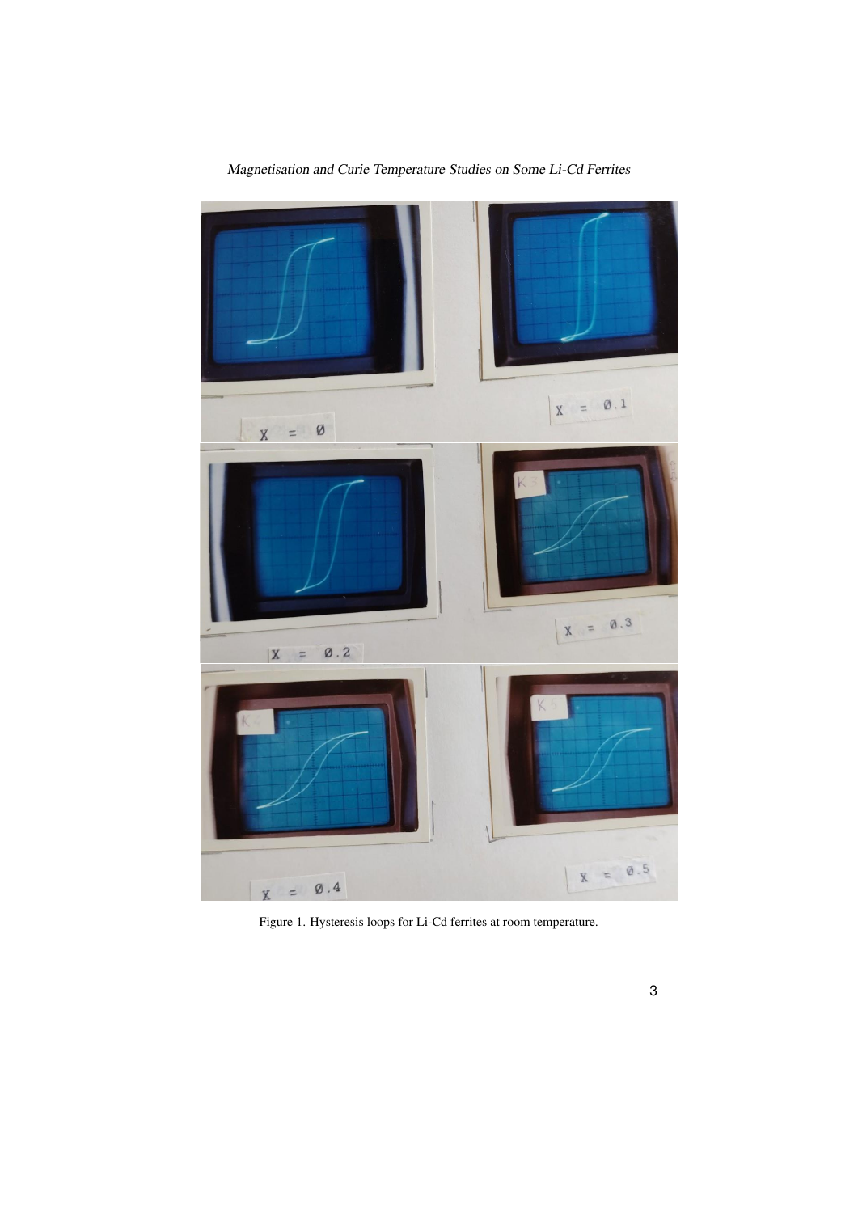Figure 1. Hysteresis loops for Li-Cd ferrites at room temperature.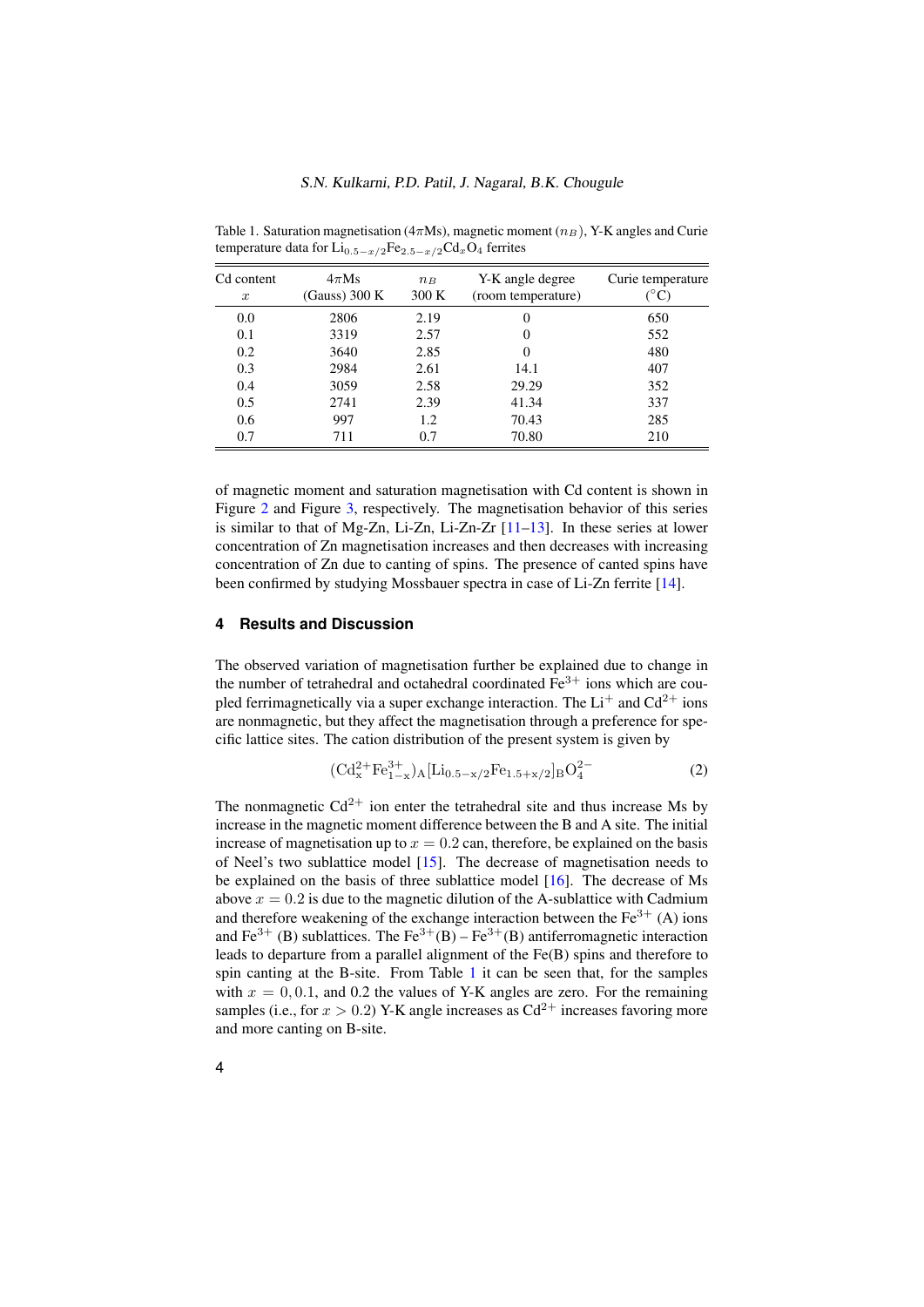Table 1. Saturation magnetisation ($4\pi$Ms), magnetic moment ($n_B$), Y-K angles and Curie temperature data for $Li_{0.5-x/2}Fe_{2.5-x/2}Cd_xO_4$ ferrites

| Cd content $x$ | $4\pi$Ms (Gauss) 300 K | $n_B$ 300 K | Y-K angle degree (room temperature) | Curie temperature (°C) |
|---|---|---|---|---|
| 0.0 | 2806 | 2.19 | 0 | 650 |
| 0.1 | 3319 | 2.57 | 0 | 552 |
| 0.2 | 3640 | 2.85 | 0 | 480 |
| 0.3 | 2984 | 2.61 | 14.1 | 407 |
| 0.4 | 3059 | 2.58 | 29.29 | 352 |
| 0.5 | 2741 | 2.39 | 41.34 | 337 |
| 0.6 | 997 | 1.2 | 70.43 | 285 |
| 0.7 | 711 | 0.7 | 70.80 | 210 |

of magnetic moment and saturation magnetisation with Cd content is shown in Figure 2 and Figure 3, respectively. The magnetisation behavior of this series is similar to that of Mg-Zn, Li-Zn, Li-Zn-Zr [11–13]. In these series at lower concentration of Zn magnetisation increases and then decreases with increasing concentration of Zn due to canting of spins. The presence of canted spins have been confirmed by studying Mossbauer spectra in case of Li-Zn ferrite [14].

## 4 Results and Discussion

The observed variation of magnetisation further be explained due to change in the number of tetrahedral and octahedral coordinated $Fe^{3+}$ ions which are coupled ferrimagnetically via a super exchange interaction. The $Li^{+}$ and $Cd^{2+}$ ions are nonmagnetic, but they affect the magnetisation through a preference for specific lattice sites. The cation distribution of the present system is given by

$$(\mathrm{Cd_x^{2+}Fe_{1-x}^{3+}})_\mathrm{A}[\mathrm{Li_{0.5-x/2}Fe_{1.5+x/2}}]_\mathrm{B}\mathrm{O_4^{2-}} \tag{2}$$

The nonmagnetic $Cd^{2+}$ ion enter the tetrahedral site and thus increase Ms by increase in the magnetic moment difference between the B and A site. The initial increase of magnetisation up to $x = 0.2$ can, therefore, be explained on the basis of Neel's two sublattice model [15]. The decrease of magnetisation needs to be explained on the basis of three sublattice model [16]. The decrease of Ms above $x = 0.2$ is due to the magnetic dilution of the A-sublattice with Cadmium and therefore weakening of the exchange interaction between the $Fe^{3+}$ (A) ions and $Fe^{3+}$ (B) sublattices. The $Fe^{3+}$(B) – $Fe^{3+}$(B) antiferromagnetic interaction leads to departure from a parallel alignment of the Fe(B) spins and therefore to spin canting at the B-site. From Table 1 it can be seen that, for the samples with $x = 0, 0.1$, and 0.2 the values of Y-K angles are zero. For the remaining samples (i.e., for $x > 0.2$) Y-K angle increases as $Cd^{2+}$ increases favoring more and more canting on B-site.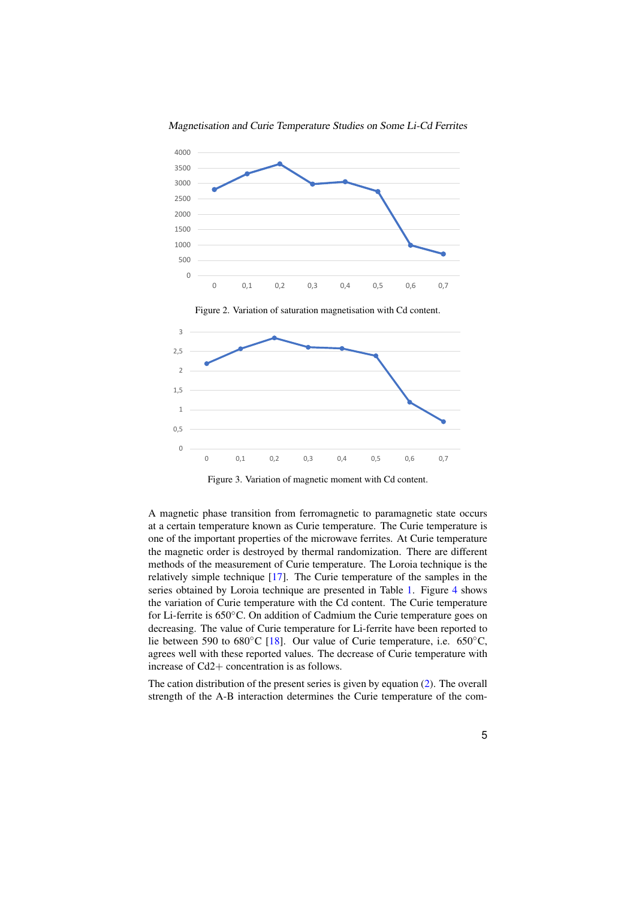Figure 2. Variation of saturation magnetisation with Cd content.

Figure 3. Variation of magnetic moment with Cd content.

A magnetic phase transition from ferromagnetic to paramagnetic state occurs at a certain temperature known as Curie temperature. The Curie temperature is one of the important properties of the microwave ferrites. At Curie temperature the magnetic order is destroyed by thermal randomization. There are different methods of the measurement of Curie temperature. The Loroia technique is the relatively simple technique [17]. The Curie temperature of the samples in the series obtained by Loroia technique are presented in Table 1. Figure 4 shows the variation of Curie temperature with the Cd content. The Curie temperature for Li-ferrite is 650°C. On addition of Cadmium the Curie temperature goes on decreasing. The value of Curie temperature for Li-ferrite have been reported to lie between 590 to 680°C [18]. Our value of Curie temperature, i.e. 650°C, agrees well with these reported values. The decrease of Curie temperature with increase of $Cd2+$ concentration is as follows.

The cation distribution of the present series is given by equation (2). The overall strength of the A-B interaction determines the Curie temperature of the com-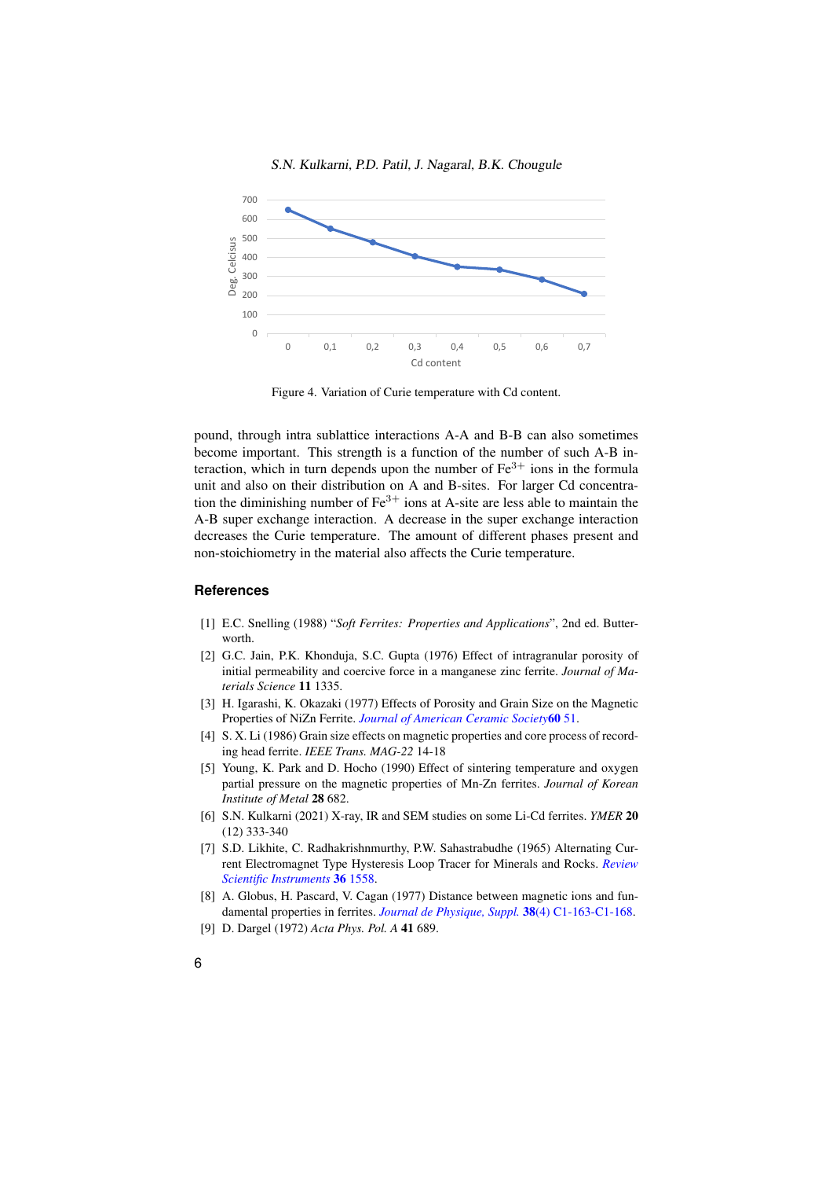Figure 4. Variation of Curie temperature with Cd content.

pound, through intra sublattice interactions A-A and B-B can also sometimes become important. This strength is a function of the number of such A-B interaction, which in turn depends upon the number of $Fe^{3+}$ ions in the formula unit and also on their distribution on A and B-sites. For larger Cd concentration the diminishing number of $Fe^{3+}$ ions at A-site are less able to maintain the A-B super exchange interaction. A decrease in the super exchange interaction decreases the Curie temperature. The amount of different phases present and non-stoichiometry in the material also affects the Curie temperature.

## References

[1] E.C. Snelling (1988) "*Soft Ferrites: Properties and Applications*", 2nd ed. Butterworth.

[2] G.C. Jain, P.K. Khonduja, S.C. Gupta (1976) Effect of intragranular porosity of initial permeability and coercive force in a manganese zinc ferrite. *Journal of Materials Science* **11** 1335.

[3] H. Igarashi, K. Okazaki (1977) Effects of Porosity and Grain Size on the Magnetic Properties of NiZn Ferrite. *Journal of American Ceramic Society* **60** 51.

[4] S. X. Li (1986) Grain size effects on magnetic properties and core process of recording head ferrite. *IEEE Trans. MAG-22* 14-18

[5] Young, K. Park and D. Hocho (1990) Effect of sintering temperature and oxygen partial pressure on the magnetic properties of Mn-Zn ferrites. *Journal of Korean Institute of Metal* **28** 682.

[6] S.N. Kulkarni (2021) X-ray, IR and SEM studies on some Li-Cd ferrites. *YMER* **20** (12) 333-340

[7] S.D. Likhite, C. Radhakrishnmurthy, P.W. Sahastrabudhe (1965) Alternating Current Electromagnet Type Hysteresis Loop Tracer for Minerals and Rocks. *Review Scientific Instruments* **36** 1558.

[8] A. Globus, H. Pascard, V. Cagan (1977) Distance between magnetic ions and fundamental properties in ferrites. *Journal de Physique, Suppl.* **38**(4) C1-163-C1-168.

[9] D. Dargel (1972) *Acta Phys. Pol. A* **41** 689.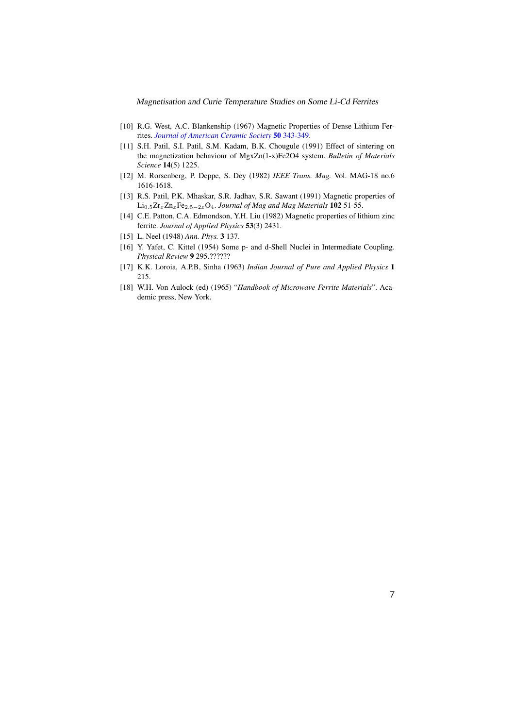[10] R.G. West, A.C. Blankenship (1967) Magnetic Properties of Dense Lithium Ferrites. *Journal of American Ceramic Society* **50** 343-349.

[11] S.H. Patil, S.I. Patil, S.M. Kadam, B.K. Chougule (1991) Effect of sintering on the magnetization behaviour of MgxZn(1-x)Fe2O4 system. *Bulletin of Materials Science* **14**(5) 1225.

[12] M. Rorsenberg, P. Deppe, S. Dey (1982) *IEEE Trans. Mag.* Vol. MAG-18 no.6 1616-1618.

[13] R.S. Patil, P.K. Mhaskar, S.R. Jadhav, S.R. Sawant (1991) Magnetic properties of $Li_{0.5}Zr_xZn_xFe_{2.5-2x}O_4$. *Journal of Mag and Mag Materials* **102** 51-55.

[14] C.E. Patton, C.A. Edmondson, Y.H. Liu (1982) Magnetic properties of lithium zinc ferrite. *Journal of Applied Physics* **53**(3) 2431.

[15] L. Neel (1948) *Ann. Phys.* **3** 137.

[16] Y. Yafet, C. Kittel (1954) Some p- and d-Shell Nuclei in Intermediate Coupling. *Physical Review* **9** 295.??????

[17] K.K. Loroia, A.P.B, Sinha (1963) *Indian Journal of Pure and Applied Physics* **1** 215.

[18] W.H. Von Aulock (ed) (1965) "*Handbook of Microwave Ferrite Materials*". Academic press, New York.